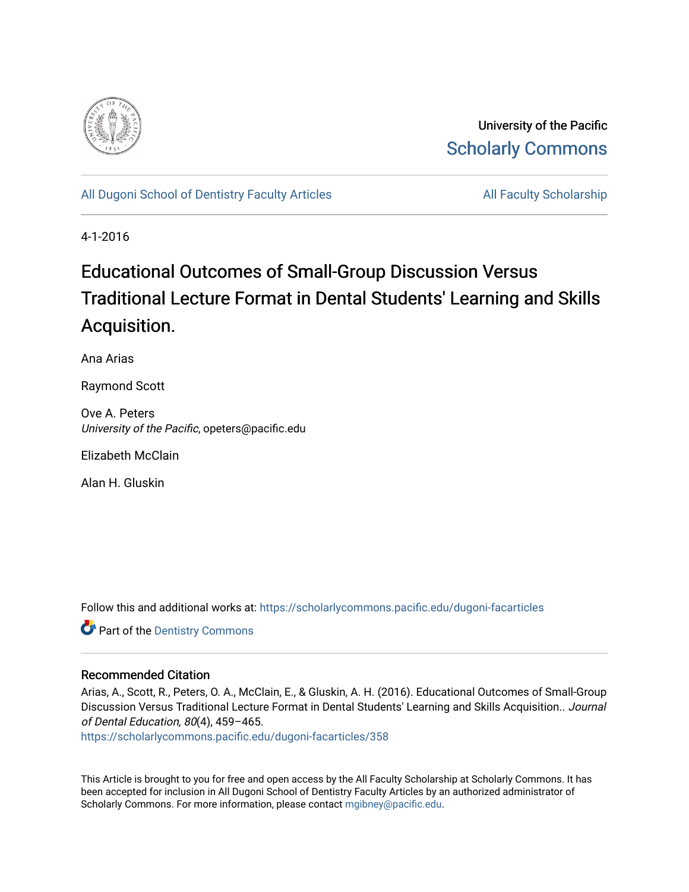University of the Pacific

Scholarly Commons

All Dugoni School of Dentistry Faculty Articles

All Faculty Scholarship

4-1-2016

# Educational Outcomes of Small-Group Discussion Versus Traditional Lecture Format in Dental Students' Learning and Skills Acquisition.

Ana Arias

Raymond Scott

Ove A. Peters
*University of the Pacific*, opeters@pacific.edu

Elizabeth McClain

Alan H. Gluskin

Follow this and additional works at: https://scholarlycommons.pacific.edu/dugoni-facarticles

Part of the Dentistry Commons

## Recommended Citation

Arias, A., Scott, R., Peters, O. A., McClain, E., & Gluskin, A. H. (2016). Educational Outcomes of Small-Group Discussion Versus Traditional Lecture Format in Dental Students' Learning and Skills Acquisition.. *Journal of Dental Education, 80*(4), 459–465.
https://scholarlycommons.pacific.edu/dugoni-facarticles/358

This Article is brought to you for free and open access by the All Faculty Scholarship at Scholarly Commons. It has been accepted for inclusion in All Dugoni School of Dentistry Faculty Articles by an authorized administrator of Scholarly Commons. For more information, please contact mgibney@pacific.edu.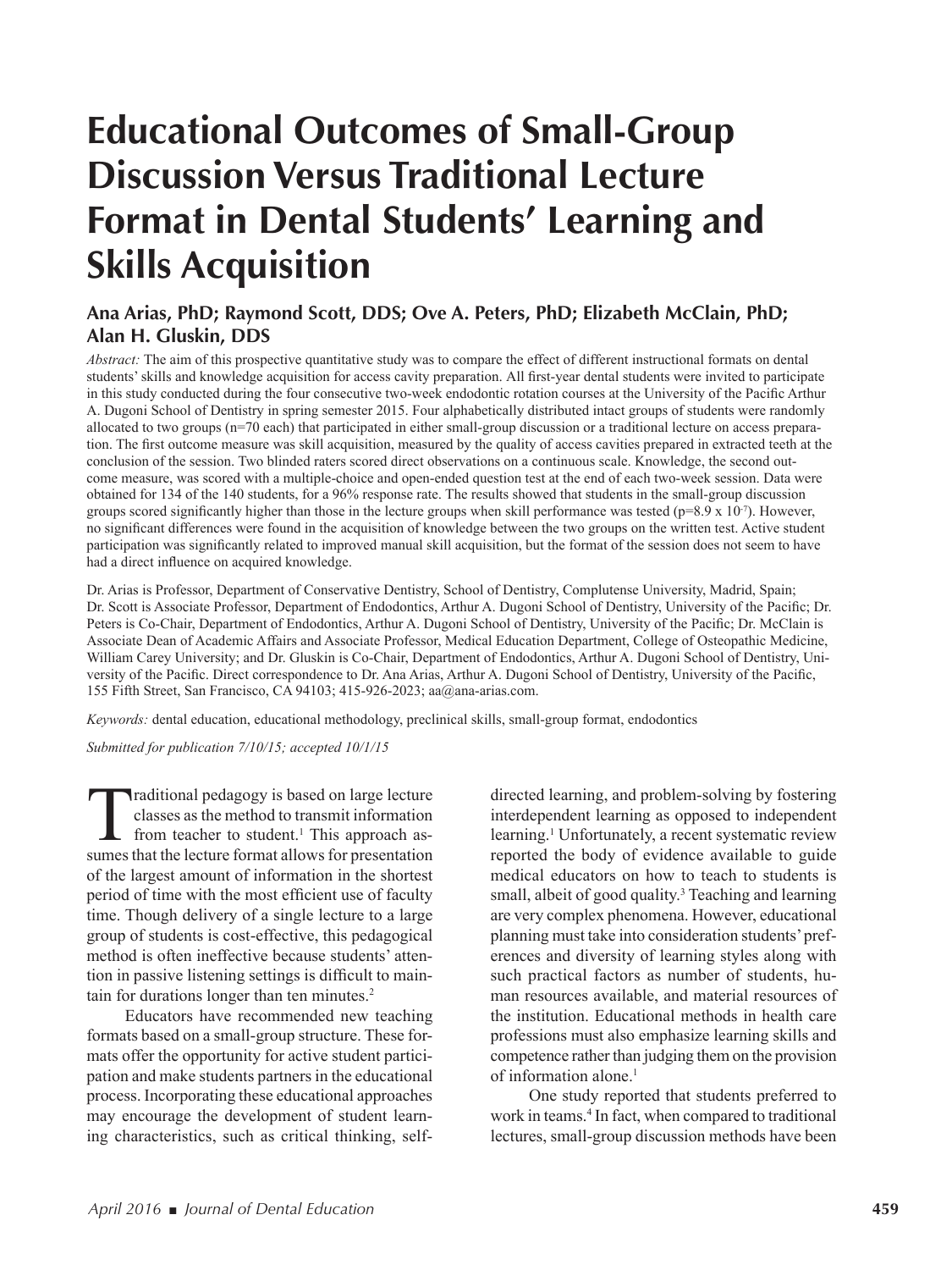# Educational Outcomes of Small-Group Discussion Versus Traditional Lecture Format in Dental Students' Learning and Skills Acquisition

**Ana Arias, PhD; Raymond Scott, DDS; Ove A. Peters, PhD; Elizabeth McClain, PhD; Alan H. Gluskin, DDS**

*Abstract:* The aim of this prospective quantitative study was to compare the effect of different instructional formats on dental students' skills and knowledge acquisition for access cavity preparation. All first-year dental students were invited to participate in this study conducted during the four consecutive two-week endodontic rotation courses at the University of the Pacific Arthur A. Dugoni School of Dentistry in spring semester 2015. Four alphabetically distributed intact groups of students were randomly allocated to two groups (n=70 each) that participated in either small-group discussion or a traditional lecture on access preparation. The first outcome measure was skill acquisition, measured by the quality of access cavities prepared in extracted teeth at the conclusion of the session. Two blinded raters scored direct observations on a continuous scale. Knowledge, the second outcome measure, was scored with a multiple-choice and open-ended question test at the end of each two-week session. Data were obtained for 134 of the 140 students, for a 96% response rate. The results showed that students in the small-group discussion groups scored significantly higher than those in the lecture groups when skill performance was tested ($p=8.9 \times 10^{-7}$). However, no significant differences were found in the acquisition of knowledge between the two groups on the written test. Active student participation was significantly related to improved manual skill acquisition, but the format of the session does not seem to have had a direct influence on acquired knowledge.

Dr. Arias is Professor, Department of Conservative Dentistry, School of Dentistry, Complutense University, Madrid, Spain; Dr. Scott is Associate Professor, Department of Endodontics, Arthur A. Dugoni School of Dentistry, University of the Pacific; Dr. Peters is Co-Chair, Department of Endodontics, Arthur A. Dugoni School of Dentistry, University of the Pacific; Dr. McClain is Associate Dean of Academic Affairs and Associate Professor, Medical Education Department, College of Osteopathic Medicine, William Carey University; and Dr. Gluskin is Co-Chair, Department of Endodontics, Arthur A. Dugoni School of Dentistry, University of the Pacific. Direct correspondence to Dr. Ana Arias, Arthur A. Dugoni School of Dentistry, University of the Pacific, 155 Fifth Street, San Francisco, CA 94103; 415-926-2023; aa@ana-arias.com.

*Keywords:* dental education, educational methodology, preclinical skills, small-group format, endodontics

*Submitted for publication 7/10/15; accepted 10/1/15*

Traditional pedagogy is based on large lecture classes as the method to transmit information from teacher to student.[1] This approach assumes that the lecture format allows for presentation of the largest amount of information in the shortest period of time with the most efficient use of faculty time. Though delivery of a single lecture to a large group of students is cost-effective, this pedagogical method is often ineffective because students' attention in passive listening settings is difficult to maintain for durations longer than ten minutes.[2]

Educators have recommended new teaching formats based on a small-group structure. These formats offer the opportunity for active student participation and make students partners in the educational process. Incorporating these educational approaches may encourage the development of student learning characteristics, such as critical thinking, self-directed learning, and problem-solving by fostering interdependent learning as opposed to independent learning.[1] Unfortunately, a recent systematic review reported the body of evidence available to guide medical educators on how to teach to students is small, albeit of good quality.[3] Teaching and learning are very complex phenomena. However, educational planning must take into consideration students' preferences and diversity of learning styles along with such practical factors as number of students, human resources available, and material resources of the institution. Educational methods in health care professions must also emphasize learning skills and competence rather than judging them on the provision of information alone.[1]

One study reported that students preferred to work in teams.[4] In fact, when compared to traditional lectures, small-group discussion methods have been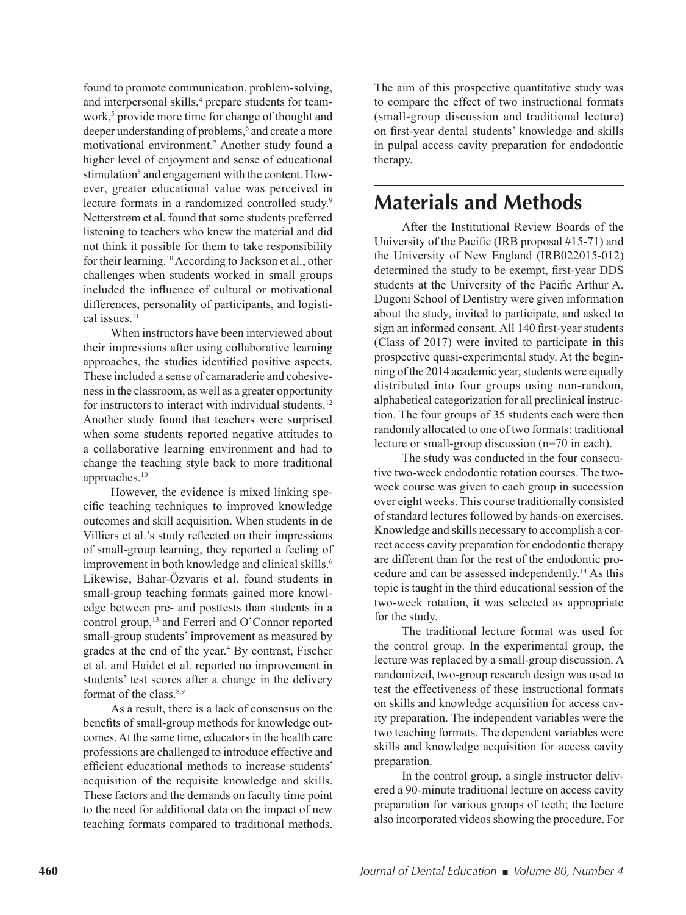found to promote communication, problem-solving, and interpersonal skills,[4] prepare students for teamwork,[5] provide more time for change of thought and deeper understanding of problems,[6] and create a more motivational environment.[7] Another study found a higher level of enjoyment and sense of educational stimulation[8] and engagement with the content. However, greater educational value was perceived in lecture formats in a randomized controlled study.[9] Netterstrøm et al. found that some students preferred listening to teachers who knew the material and did not think it possible for them to take responsibility for their learning.[10] According to Jackson et al., other challenges when students worked in small groups included the influence of cultural or motivational differences, personality of participants, and logistical issues.[11]

When instructors have been interviewed about their impressions after using collaborative learning approaches, the studies identified positive aspects. These included a sense of camaraderie and cohesiveness in the classroom, as well as a greater opportunity for instructors to interact with individual students.[12] Another study found that teachers were surprised when some students reported negative attitudes to a collaborative learning environment and had to change the teaching style back to more traditional approaches.[10]

However, the evidence is mixed linking specific teaching techniques to improved knowledge outcomes and skill acquisition. When students in de Villiers et al.'s study reflected on their impressions of small-group learning, they reported a feeling of improvement in both knowledge and clinical skills.[6] Likewise, Bahar-Özvaris et al. found students in small-group teaching formats gained more knowledge between pre- and posttests than students in a control group,[13] and Ferreri and O'Connor reported small-group students' improvement as measured by grades at the end of the year.[4] By contrast, Fischer et al. and Haidet et al. reported no improvement in students' test scores after a change in the delivery format of the class.[8,9]

As a result, there is a lack of consensus on the benefits of small-group methods for knowledge outcomes. At the same time, educators in the health care professions are challenged to introduce effective and efficient educational methods to increase students' acquisition of the requisite knowledge and skills. These factors and the demands on faculty time point to the need for additional data on the impact of new teaching formats compared to traditional methods. The aim of this prospective quantitative study was to compare the effect of two instructional formats (small-group discussion and traditional lecture) on first-year dental students' knowledge and skills in pulpal access cavity preparation for endodontic therapy.

# Materials and Methods

After the Institutional Review Boards of the University of the Pacific (IRB proposal #15-71) and the University of New England (IRB022015-012) determined the study to be exempt, first-year DDS students at the University of the Pacific Arthur A. Dugoni School of Dentistry were given information about the study, invited to participate, and asked to sign an informed consent. All 140 first-year students (Class of 2017) were invited to participate in this prospective quasi-experimental study. At the beginning of the 2014 academic year, students were equally distributed into four groups using non-random, alphabetical categorization for all preclinical instruction. The four groups of 35 students each were then randomly allocated to one of two formats: traditional lecture or small-group discussion (n=70 in each).

The study was conducted in the four consecutive two-week endodontic rotation courses. The two-week course was given to each group in succession over eight weeks. This course traditionally consisted of standard lectures followed by hands-on exercises. Knowledge and skills necessary to accomplish a correct access cavity preparation for endodontic therapy are different than for the rest of the endodontic procedure and can be assessed independently.[14] As this topic is taught in the third educational session of the two-week rotation, it was selected as appropriate for the study.

The traditional lecture format was used for the control group. In the experimental group, the lecture was replaced by a small-group discussion. A randomized, two-group research design was used to test the effectiveness of these instructional formats on skills and knowledge acquisition for access cavity preparation. The independent variables were the two teaching formats. The dependent variables were skills and knowledge acquisition for access cavity preparation.

In the control group, a single instructor delivered a 90-minute traditional lecture on access cavity preparation for various groups of teeth; the lecture also incorporated videos showing the procedure. For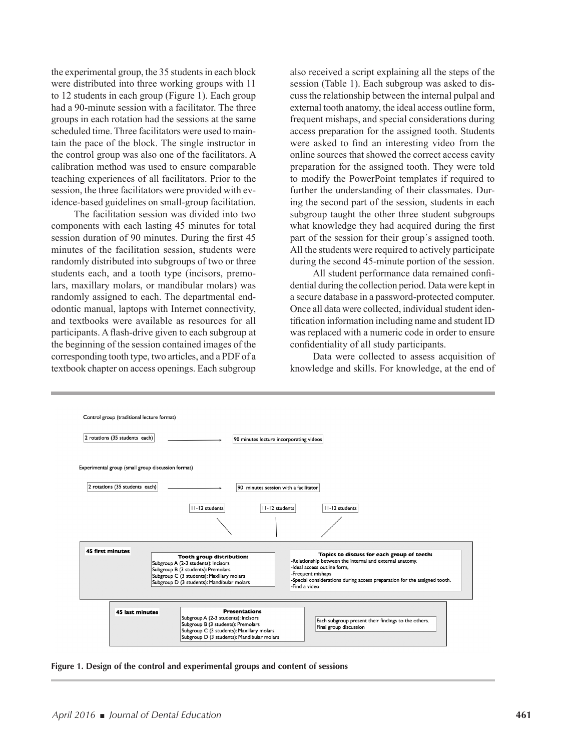the experimental group, the 35 students in each block were distributed into three working groups with 11 to 12 students in each group (Figure 1). Each group had a 90-minute session with a facilitator. The three groups in each rotation had the sessions at the same scheduled time. Three facilitators were used to maintain the pace of the block. The single instructor in the control group was also one of the facilitators. A calibration method was used to ensure comparable teaching experiences of all facilitators. Prior to the session, the three facilitators were provided with evidence-based guidelines on small-group facilitation.

The facilitation session was divided into two components with each lasting 45 minutes for total session duration of 90 minutes. During the first 45 minutes of the facilitation session, students were randomly distributed into subgroups of two or three students each, and a tooth type (incisors, premolars, maxillary molars, or mandibular molars) was randomly assigned to each. The departmental endodontic manual, laptops with Internet connectivity, and textbooks were available as resources for all participants. A flash-drive given to each subgroup at the beginning of the session contained images of the corresponding tooth type, two articles, and a PDF of a textbook chapter on access openings. Each subgroup also received a script explaining all the steps of the session (Table 1). Each subgroup was asked to discuss the relationship between the internal pulpal and external tooth anatomy, the ideal access outline form, frequent mishaps, and special considerations during access preparation for the assigned tooth. Students were asked to find an interesting video from the online sources that showed the correct access cavity preparation for the assigned tooth. They were told to modify the PowerPoint templates if required to further the understanding of their classmates. During the second part of the session, students in each subgroup taught the other three student subgroups what knowledge they had acquired during the first part of the session for their group´s assigned tooth. All the students were required to actively participate during the second 45-minute portion of the session.

All student performance data remained confidential during the collection period. Data were kept in a secure database in a password-protected computer. Once all data were collected, individual student identification information including name and student ID was replaced with a numeric code in order to ensure confidentiality of all study participants.

Data were collected to assess acquisition of knowledge and skills. For knowledge, at the end of

Control group (traditional lecture format)

2 rotations (35 students each) → 90 minutes lecture incorporating videos

Experimental group (small group discussion format)

2 rotations (35 students each) → 90 minutes session with a facilitator

11-12 students | 11-12 students | 11-12 students

**45 first minutes**

**Tooth group distribution:**
Subgroup A (2-3 students): Incisors
Subgroup B (3 students): Premolars
Subgroup C (3 students): Maxillary molars
Subgroup D (3 students): Mandibular molars

**Topics to discuss for each group of teeth:**
-Relationship between the internal and external anatomy,
-Ideal access outline form,
-Frequent mishaps
-Special considerations during access preparation for the assigned tooth.
-Find a video

**45 last minutes**

**Presentations**
Subgroup A (2-3 students): Incisors
Subgroup B (3 students): Premolars
Subgroup C (3 students): Maxillary molars
Subgroup D (3 students): Mandibular molars

Each subgroup present their findings to the others.
Final group discussion

**Figure 1. Design of the control and experimental groups and content of sessions**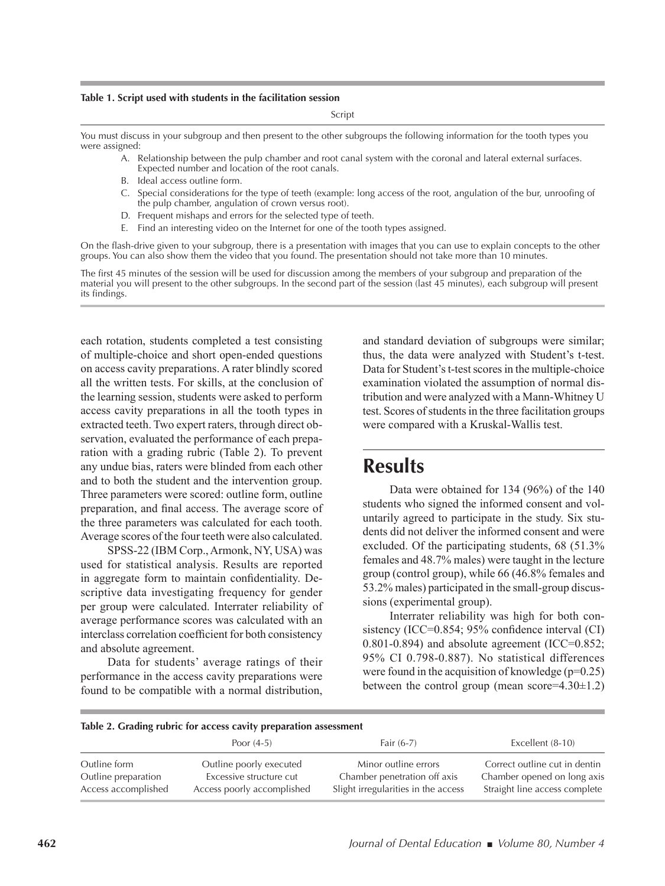**Table 1. Script used with students in the facilitation session**

| Script |
|---|
| You must discuss in your subgroup and then present to the other subgroups the following information for the tooth types you were assigned:<br>A. Relationship between the pulp chamber and root canal system with the coronal and lateral external surfaces. Expected number and location of the root canals.<br>B. Ideal access outline form.<br>C. Special considerations for the type of teeth (example: long access of the root, angulation of the bur, unroofing of the pulp chamber, angulation of crown versus root).<br>D. Frequent mishaps and errors for the selected type of teeth.<br>E. Find an interesting video on the Internet for one of the tooth types assigned.<br><br>On the flash-drive given to your subgroup, there is a presentation with images that you can use to explain concepts to the other groups. You can also show them the video that you found. The presentation should not take more than 10 minutes.<br><br>The first 45 minutes of the session will be used for discussion among the members of your subgroup and preparation of the material you will present to the other subgroups. In the second part of the session (last 45 minutes), each subgroup will present its findings. |

each rotation, students completed a test consisting of multiple-choice and short open-ended questions on access cavity preparations. A rater blindly scored all the written tests. For skills, at the conclusion of the learning session, students were asked to perform access cavity preparations in all the tooth types in extracted teeth. Two expert raters, through direct observation, evaluated the performance of each preparation with a grading rubric (Table 2). To prevent any undue bias, raters were blinded from each other and to both the student and the intervention group. Three parameters were scored: outline form, outline preparation, and final access. The average score of the three parameters was calculated for each tooth. Average scores of the four teeth were also calculated.

SPSS-22 (IBM Corp., Armonk, NY, USA) was used for statistical analysis. Results are reported in aggregate form to maintain confidentiality. Descriptive data investigating frequency for gender per group were calculated. Interrater reliability of average performance scores was calculated with an interclass correlation coefficient for both consistency and absolute agreement.

Data for students' average ratings of their performance in the access cavity preparations were found to be compatible with a normal distribution, and standard deviation of subgroups were similar; thus, the data were analyzed with Student's t-test. Data for Student's t-test scores in the multiple-choice examination violated the assumption of normal distribution and were analyzed with a Mann-Whitney U test. Scores of students in the three facilitation groups were compared with a Kruskal-Wallis test.

## Results

Data were obtained for 134 (96%) of the 140 students who signed the informed consent and voluntarily agreed to participate in the study. Six students did not deliver the informed consent and were excluded. Of the participating students, 68 (51.3% females and 48.7% males) were taught in the lecture group (control group), while 66 (46.8% females and 53.2% males) participated in the small-group discussions (experimental group).

Interrater reliability was high for both consistency (ICC=0.854; 95% confidence interval (CI) 0.801-0.894) and absolute agreement (ICC=0.852; 95% CI 0.798-0.887). No statistical differences were found in the acquisition of knowledge ($p=0.25$) between the control group (mean score=4.30±1.2)

**Table 2. Grading rubric for access cavity preparation assessment**

| | Poor (4-5) | Fair (6-7) | Excellent (8-10) |
|---|---|---|---|
| Outline form | Outline poorly executed | Minor outline errors | Correct outline cut in dentin |
| Outline preparation | Excessive structure cut | Chamber penetration off axis | Chamber opened on long axis |
| Access accomplished | Access poorly accomplished | Slight irregularities in the access | Straight line access complete |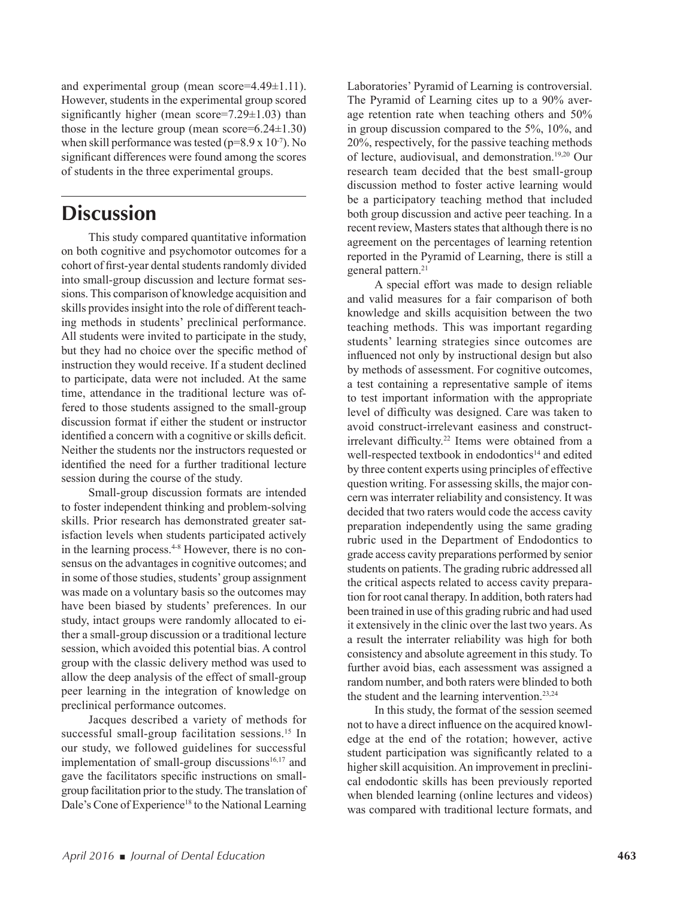and experimental group (mean score=4.49±1.11). However, students in the experimental group scored significantly higher (mean score=7.29±1.03) than those in the lecture group (mean score=6.24±1.30) when skill performance was tested ($p=8.9 \times 10^{-7}$). No significant differences were found among the scores of students in the three experimental groups.

## Discussion

This study compared quantitative information on both cognitive and psychomotor outcomes for a cohort of first-year dental students randomly divided into small-group discussion and lecture format sessions. This comparison of knowledge acquisition and skills provides insight into the role of different teaching methods in students' preclinical performance. All students were invited to participate in the study, but they had no choice over the specific method of instruction they would receive. If a student declined to participate, data were not included. At the same time, attendance in the traditional lecture was offered to those students assigned to the small-group discussion format if either the student or instructor identified a concern with a cognitive or skills deficit. Neither the students nor the instructors requested or identified the need for a further traditional lecture session during the course of the study.

Small-group discussion formats are intended to foster independent thinking and problem-solving skills. Prior research has demonstrated greater satisfaction levels when students participated actively in the learning process.[4-8] However, there is no consensus on the advantages in cognitive outcomes; and in some of those studies, students' group assignment was made on a voluntary basis so the outcomes may have been biased by students' preferences. In our study, intact groups were randomly allocated to either a small-group discussion or a traditional lecture session, which avoided this potential bias. A control group with the classic delivery method was used to allow the deep analysis of the effect of small-group peer learning in the integration of knowledge on preclinical performance outcomes.

Jacques described a variety of methods for successful small-group facilitation sessions.[15] In our study, we followed guidelines for successful implementation of small-group discussions[16,17] and gave the facilitators specific instructions on small-group facilitation prior to the study. The translation of Dale's Cone of Experience[18] to the National Learning Laboratories' Pyramid of Learning is controversial. The Pyramid of Learning cites up to a 90% average retention rate when teaching others and 50% in group discussion compared to the 5%, 10%, and 20%, respectively, for the passive teaching methods of lecture, audiovisual, and demonstration.[19,20] Our research team decided that the best small-group discussion method to foster active learning would be a participatory teaching method that included both group discussion and active peer teaching. In a recent review, Masters states that although there is no agreement on the percentages of learning retention reported in the Pyramid of Learning, there is still a general pattern.[21]

A special effort was made to design reliable and valid measures for a fair comparison of both knowledge and skills acquisition between the two teaching methods. This was important regarding students' learning strategies since outcomes are influenced not only by instructional design but also by methods of assessment. For cognitive outcomes, a test containing a representative sample of items to test important information with the appropriate level of difficulty was designed. Care was taken to avoid construct-irrelevant easiness and construct-irrelevant difficulty.[22] Items were obtained from a well-respected textbook in endodontics[14] and edited by three content experts using principles of effective question writing. For assessing skills, the major concern was interrater reliability and consistency. It was decided that two raters would code the access cavity preparation independently using the same grading rubric used in the Department of Endodontics to grade access cavity preparations performed by senior students on patients. The grading rubric addressed all the critical aspects related to access cavity preparation for root canal therapy. In addition, both raters had been trained in use of this grading rubric and had used it extensively in the clinic over the last two years. As a result the interrater reliability was high for both consistency and absolute agreement in this study. To further avoid bias, each assessment was assigned a random number, and both raters were blinded to both the student and the learning intervention.[23,24]

In this study, the format of the session seemed not to have a direct influence on the acquired knowledge at the end of the rotation; however, active student participation was significantly related to a higher skill acquisition. An improvement in preclinical endodontic skills has been previously reported when blended learning (online lectures and videos) was compared with traditional lecture formats, and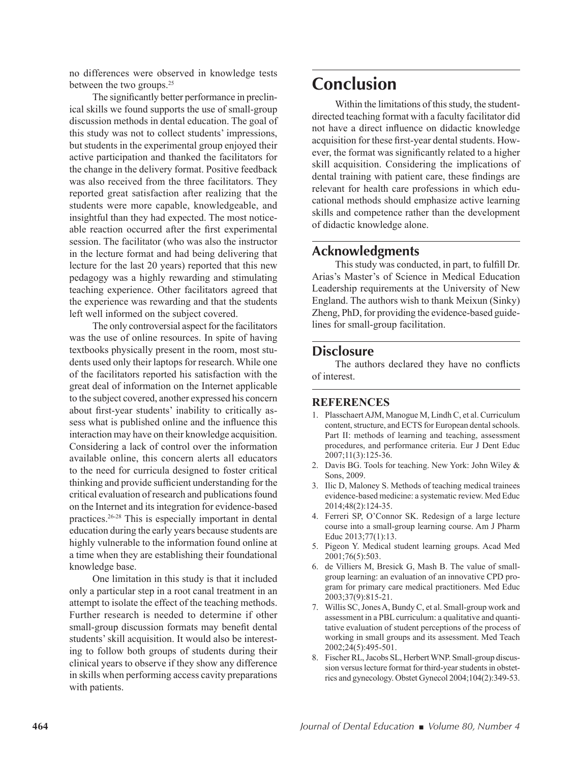no differences were observed in knowledge tests between the two groups.[25]

The significantly better performance in preclinical skills we found supports the use of small-group discussion methods in dental education. The goal of this study was not to collect students' impressions, but students in the experimental group enjoyed their active participation and thanked the facilitators for the change in the delivery format. Positive feedback was also received from the three facilitators. They reported great satisfaction after realizing that the students were more capable, knowledgeable, and insightful than they had expected. The most noticeable reaction occurred after the first experimental session. The facilitator (who was also the instructor in the lecture format and had being delivering that lecture for the last 20 years) reported that this new pedagogy was a highly rewarding and stimulating teaching experience. Other facilitators agreed that the experience was rewarding and that the students left well informed on the subject covered.

The only controversial aspect for the facilitators was the use of online resources. In spite of having textbooks physically present in the room, most students used only their laptops for research. While one of the facilitators reported his satisfaction with the great deal of information on the Internet applicable to the subject covered, another expressed his concern about first-year students' inability to critically assess what is published online and the influence this interaction may have on their knowledge acquisition. Considering a lack of control over the information available online, this concern alerts all educators to the need for curricula designed to foster critical thinking and provide sufficient understanding for the critical evaluation of research and publications found on the Internet and its integration for evidence-based practices.[26-28] This is especially important in dental education during the early years because students are highly vulnerable to the information found online at a time when they are establishing their foundational knowledge base.

One limitation in this study is that it included only a particular step in a root canal treatment in an attempt to isolate the effect of the teaching methods. Further research is needed to determine if other small-group discussion formats may benefit dental students' skill acquisition. It would also be interesting to follow both groups of students during their clinical years to observe if they show any difference in skills when performing access cavity preparations with patients.

# Conclusion

Within the limitations of this study, the student-directed teaching format with a faculty facilitator did not have a direct influence on didactic knowledge acquisition for these first-year dental students. However, the format was significantly related to a higher skill acquisition. Considering the implications of dental training with patient care, these findings are relevant for health care professions in which educational methods should emphasize active learning skills and competence rather than the development of didactic knowledge alone.

## Acknowledgments

This study was conducted, in part, to fulfill Dr. Arias's Master's of Science in Medical Education Leadership requirements at the University of New England. The authors wish to thank Meixun (Sinky) Zheng, PhD, for providing the evidence-based guidelines for small-group facilitation.

## Disclosure

The authors declared they have no conflicts of interest.

## REFERENCES

1. Plasschaert AJM, Manogue M, Lindh C, et al. Curriculum content, structure, and ECTS for European dental schools. Part II: methods of learning and teaching, assessment procedures, and performance criteria. Eur J Dent Educ 2007;11(3):125-36.
2. Davis BG. Tools for teaching. New York: John Wiley & Sons, 2009.
3. Ilic D, Maloney S. Methods of teaching medical trainees evidence-based medicine: a systematic review. Med Educ 2014;48(2):124-35.
4. Ferreri SP, O'Connor SK. Redesign of a large lecture course into a small-group learning course. Am J Pharm Educ 2013;77(1):13.
5. Pigeon Y. Medical student learning groups. Acad Med 2001;76(5):503.
6. de Villiers M, Bresick G, Mash B. The value of small-group learning: an evaluation of an innovative CPD program for primary care medical practitioners. Med Educ 2003;37(9):815-21.
7. Willis SC, Jones A, Bundy C, et al. Small-group work and assessment in a PBL curriculum: a qualitative and quantitative evaluation of student perceptions of the process of working in small groups and its assessment. Med Teach 2002;24(5):495-501.
8. Fischer RL, Jacobs SL, Herbert WNP. Small-group discussion versus lecture format for third-year students in obstetrics and gynecology. Obstet Gynecol 2004;104(2):349-53.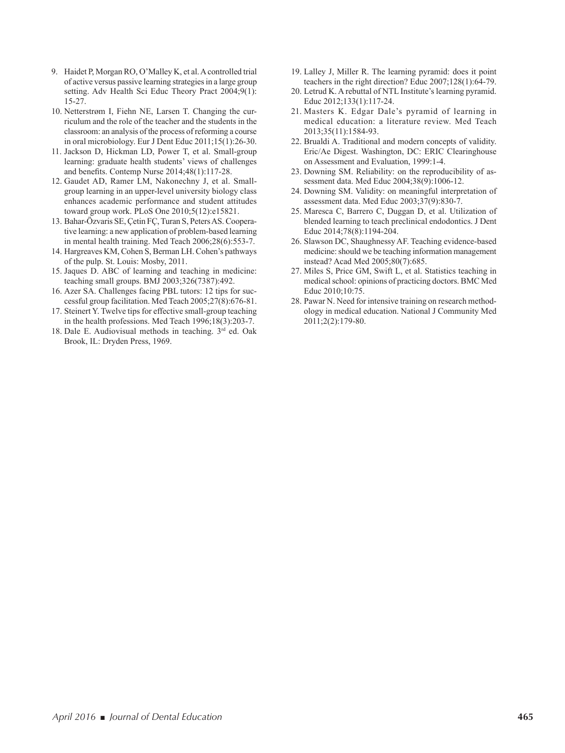9. Haidet P, Morgan RO, O'Malley K, et al. A controlled trial of active versus passive learning strategies in a large group setting. Adv Health Sci Educ Theory Pract 2004;9(1):15-27.
10. Netterstrøm I, Fiehn NE, Larsen T. Changing the curriculum and the role of the teacher and the students in the classroom: an analysis of the process of reforming a course in oral microbiology. Eur J Dent Educ 2011;15(1):26-30.
11. Jackson D, Hickman LD, Power T, et al. Small-group learning: graduate health students' views of challenges and benefits. Contemp Nurse 2014;48(1):117-28.
12. Gaudet AD, Ramer LM, Nakonechny J, et al. Small-group learning in an upper-level university biology class enhances academic performance and student attitudes toward group work. PLoS One 2010;5(12):e15821.
13. Bahar-Özvaris SE, Çetin FÇ, Turan S, Peters AS. Cooperative learning: a new application of problem-based learning in mental health training. Med Teach 2006;28(6):553-7.
14. Hargreaves KM, Cohen S, Berman LH. Cohen's pathways of the pulp. St. Louis: Mosby, 2011.
15. Jaques D. ABC of learning and teaching in medicine: teaching small groups. BMJ 2003;326(7387):492.
16. Azer SA. Challenges facing PBL tutors: 12 tips for successful group facilitation. Med Teach 2005;27(8):676-81.
17. Steinert Y. Twelve tips for effective small-group teaching in the health professions. Med Teach 1996;18(3):203-7.
18. Dale E. Audiovisual methods in teaching. 3rd ed. Oak Brook, IL: Dryden Press, 1969.
19. Lalley J, Miller R. The learning pyramid: does it point teachers in the right direction? Educ 2007;128(1):64-79.
20. Letrud K. A rebuttal of NTL Institute's learning pyramid. Educ 2012;133(1):117-24.
21. Masters K. Edgar Dale's pyramid of learning in medical education: a literature review. Med Teach 2013;35(11):1584-93.
22. Brualdi A. Traditional and modern concepts of validity. Eric/Ae Digest. Washington, DC: ERIC Clearinghouse on Assessment and Evaluation, 1999:1-4.
23. Downing SM. Reliability: on the reproducibility of assessment data. Med Educ 2004;38(9):1006-12.
24. Downing SM. Validity: on meaningful interpretation of assessment data. Med Educ 2003;37(9):830-7.
25. Maresca C, Barrero C, Duggan D, et al. Utilization of blended learning to teach preclinical endodontics. J Dent Educ 2014;78(8):1194-204.
26. Slawson DC, Shaughnessy AF. Teaching evidence-based medicine: should we be teaching information management instead? Acad Med 2005;80(7):685.
27. Miles S, Price GM, Swift L, et al. Statistics teaching in medical school: opinions of practicing doctors. BMC Med Educ 2010;10:75.
28. Pawar N. Need for intensive training on research methodology in medical education. National J Community Med 2011;2(2):179-80.